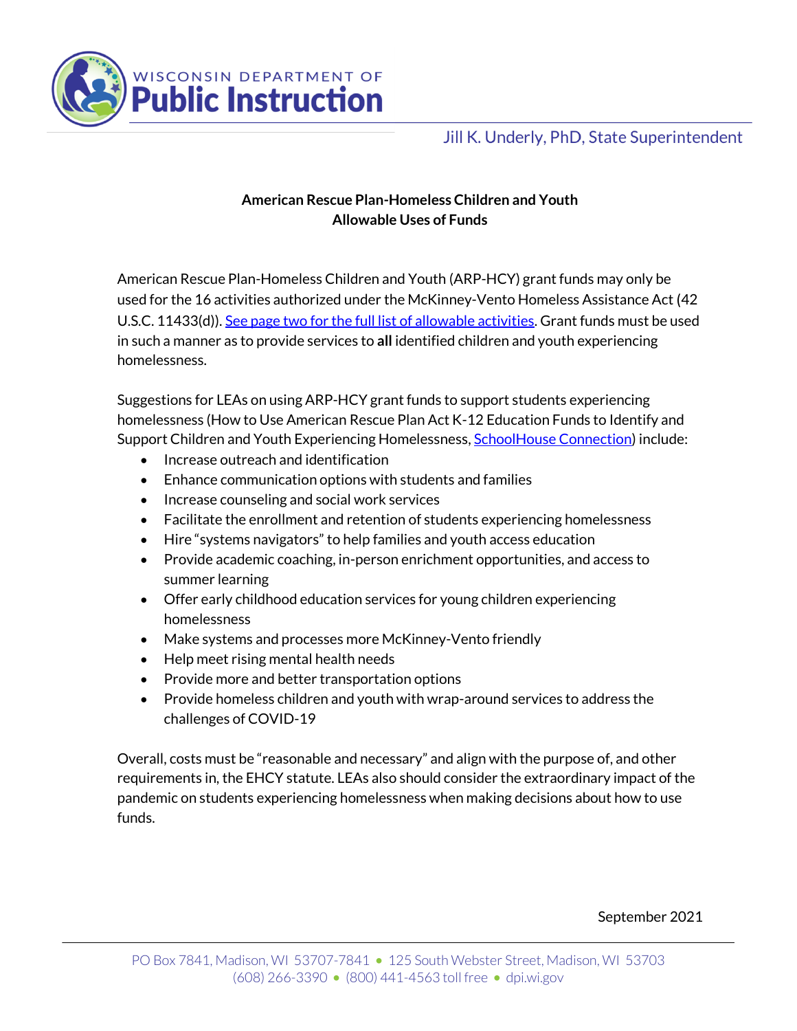Wisconsin Department of Public Instruction

Jill K. Underly, PhD, State Superintendent

## American Rescue Plan-Homeless Children and Youth Allowable Uses of Funds

American Rescue Plan-Homeless Children and Youth (ARP-HCY) grant funds may only be used for the 16 activities authorized under the McKinney-Vento Homeless Assistance Act (42 U.S.C. 11433(d)). See page two for the full list of allowable activities. Grant funds must be used in such a manner as to provide services to **all** identified children and youth experiencing homelessness.

Suggestions for LEAs on using ARP-HCY grant funds to support students experiencing homelessness (How to Use American Rescue Plan Act K-12 Education Funds to Identify and Support Children and Youth Experiencing Homelessness, SchoolHouse Connection) include:

- Increase outreach and identification
- Enhance communication options with students and families
- Increase counseling and social work services
- Facilitate the enrollment and retention of students experiencing homelessness
- Hire "systems navigators" to help families and youth access education
- Provide academic coaching, in-person enrichment opportunities, and access to summer learning
- Offer early childhood education services for young children experiencing homelessness
- Make systems and processes more McKinney-Vento friendly
- Help meet rising mental health needs
- Provide more and better transportation options
- Provide homeless children and youth with wrap-around services to address the challenges of COVID-19

Overall, costs must be "reasonable and necessary" and align with the purpose of, and other requirements in, the EHCY statute. LEAs also should consider the extraordinary impact of the pandemic on students experiencing homelessness when making decisions about how to use funds.

September 2021

PO Box 7841, Madison, WI 53707-7841 • 125 South Webster Street, Madison, WI 53703
(608) 266-3390 • (800) 441-4563 toll free • dpi.wi.gov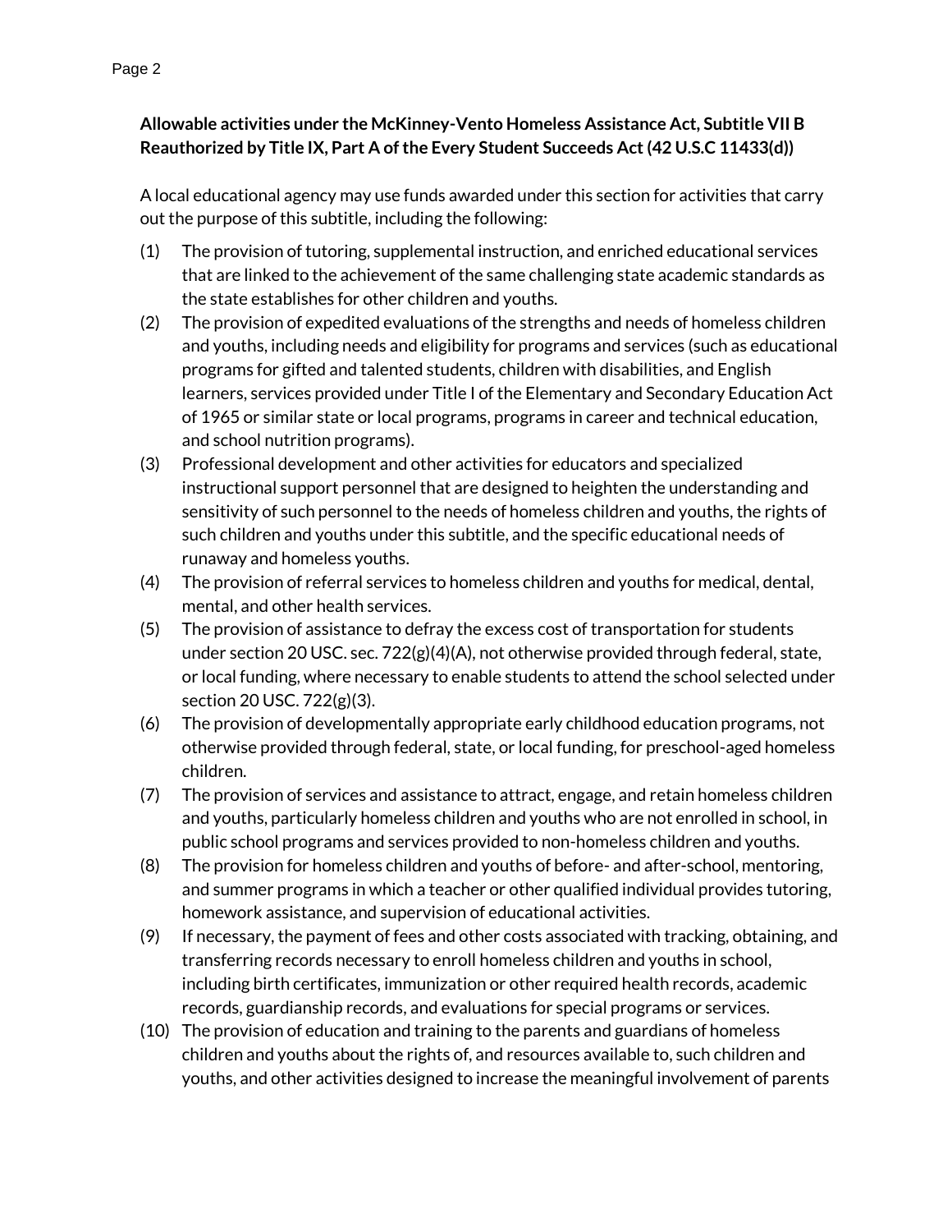**Allowable activities under the McKinney-Vento Homeless Assistance Act, Subtitle VII B Reauthorized by Title IX, Part A of the Every Student Succeeds Act (42 U.S.C 11433(d))**

A local educational agency may use funds awarded under this section for activities that carry out the purpose of this subtitle, including the following:

(1) The provision of tutoring, supplemental instruction, and enriched educational services that are linked to the achievement of the same challenging state academic standards as the state establishes for other children and youths.

(2) The provision of expedited evaluations of the strengths and needs of homeless children and youths, including needs and eligibility for programs and services (such as educational programs for gifted and talented students, children with disabilities, and English learners, services provided under Title I of the Elementary and Secondary Education Act of 1965 or similar state or local programs, programs in career and technical education, and school nutrition programs).

(3) Professional development and other activities for educators and specialized instructional support personnel that are designed to heighten the understanding and sensitivity of such personnel to the needs of homeless children and youths, the rights of such children and youths under this subtitle, and the specific educational needs of runaway and homeless youths.

(4) The provision of referral services to homeless children and youths for medical, dental, mental, and other health services.

(5) The provision of assistance to defray the excess cost of transportation for students under section 20 USC. sec. 722(g)(4)(A), not otherwise provided through federal, state, or local funding, where necessary to enable students to attend the school selected under section 20 USC. 722(g)(3).

(6) The provision of developmentally appropriate early childhood education programs, not otherwise provided through federal, state, or local funding, for preschool-aged homeless children.

(7) The provision of services and assistance to attract, engage, and retain homeless children and youths, particularly homeless children and youths who are not enrolled in school, in public school programs and services provided to non-homeless children and youths.

(8) The provision for homeless children and youths of before- and after-school, mentoring, and summer programs in which a teacher or other qualified individual provides tutoring, homework assistance, and supervision of educational activities.

(9) If necessary, the payment of fees and other costs associated with tracking, obtaining, and transferring records necessary to enroll homeless children and youths in school, including birth certificates, immunization or other required health records, academic records, guardianship records, and evaluations for special programs or services.

(10) The provision of education and training to the parents and guardians of homeless children and youths about the rights of, and resources available to, such children and youths, and other activities designed to increase the meaningful involvement of parents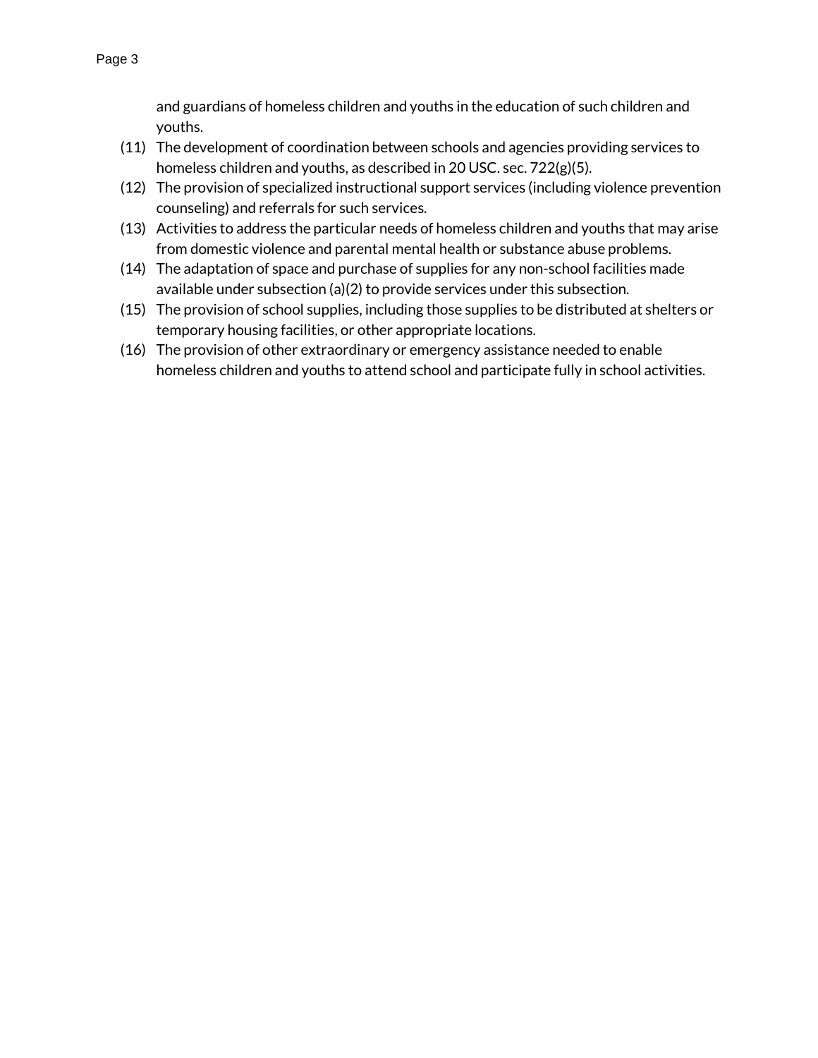and guardians of homeless children and youths in the education of such children and youths.

(11) The development of coordination between schools and agencies providing services to homeless children and youths, as described in 20 USC. sec. 722(g)(5).

(12) The provision of specialized instructional support services (including violence prevention counseling) and referrals for such services.

(13) Activities to address the particular needs of homeless children and youths that may arise from domestic violence and parental mental health or substance abuse problems.

(14) The adaptation of space and purchase of supplies for any non-school facilities made available under subsection (a)(2) to provide services under this subsection.

(15) The provision of school supplies, including those supplies to be distributed at shelters or temporary housing facilities, or other appropriate locations.

(16) The provision of other extraordinary or emergency assistance needed to enable homeless children and youths to attend school and participate fully in school activities.